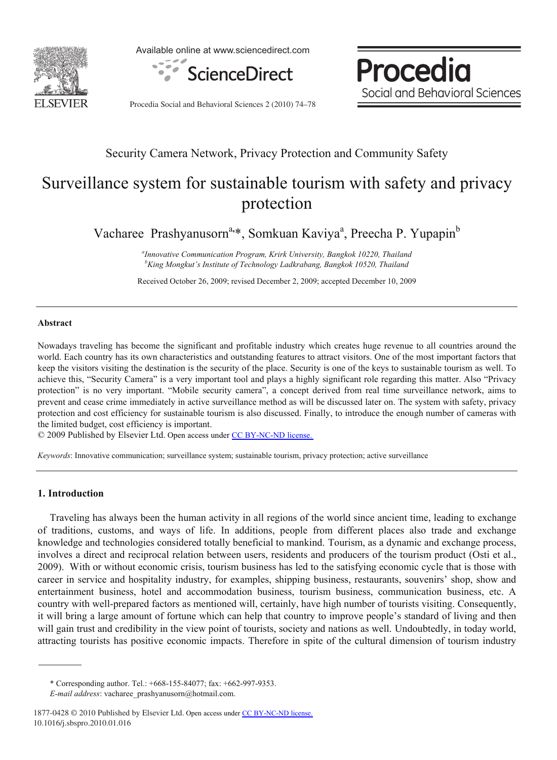Security Camera Network, Privacy Protection and Community Safety

# Surveillance system for sustainable tourism with safety and privacy protection

Vacharee Prashyanusorn[a,*], Somkuan Kaviya[a], Preecha P. Yupapin[b]

[a]*Innovative Communication Program, Krirk University, Bangkok 10220, Thailand*
[b]*King Mongkut's Institute of Technology Ladkrabang, Bangkok 10520, Thailand*

Received October 26, 2009; revised December 2, 2009; accepted December 10, 2009

---

**Abstract**

Nowadays traveling has become the significant and profitable industry which creates huge revenue to all countries around the world. Each country has its own characteristics and outstanding features to attract visitors. One of the most important factors that keep the visitors visiting the destination is the security of the place. Security is one of the keys to sustainable tourism as well. To achieve this, "Security Camera" is a very important tool and plays a highly significant role regarding this matter. Also "Privacy protection" is no very important. "Mobile security camera", a concept derived from real time surveillance network, aims to prevent and cease crime immediately in active surveillance method as will be discussed later on. The system with safety, privacy protection and cost efficiency for sustainable tourism is also discussed. Finally, to introduce the enough number of cameras with the limited budget, cost efficiency is important.

© 2009 Published by Elsevier Ltd. Open access under CC BY-NC-ND license.

*Keywords*: Innovative communication; surveillance system; sustainable tourism, privacy protection; active surveillance

---

## 1. Introduction

Traveling has always been the human activity in all regions of the world since ancient time, leading to exchange of traditions, customs, and ways of life. In additions, people from different places also trade and exchange knowledge and technologies considered totally beneficial to mankind. Tourism, as a dynamic and exchange process, involves a direct and reciprocal relation between users, residents and producers of the tourism product (Osti et al., 2009). With or without economic crisis, tourism business has led to the satisfying economic cycle that is those with career in service and hospitality industry, for examples, shipping business, restaurants, souvenirs' shop, show and entertainment business, hotel and accommodation business, tourism business, communication business, etc. A country with well-prepared factors as mentioned will, certainly, have high number of tourists visiting. Consequently, it will bring a large amount of fortune which can help that country to improve people's standard of living and then will gain trust and credibility in the view point of tourists, society and nations as well. Undoubtedly, in today world, attracting tourists has positive economic impacts. Therefore in spite of the cultural dimension of tourism industry

---

\* Corresponding author. Tel.: +668-155-84077; fax: +662-997-9353.
*E-mail address*: vacharee_prashyanusorn@hotmail.com.

1877-0428 © 2010 Published by Elsevier Ltd. Open access under CC BY-NC-ND license.
10.1016/j.sbspro.2010.01.016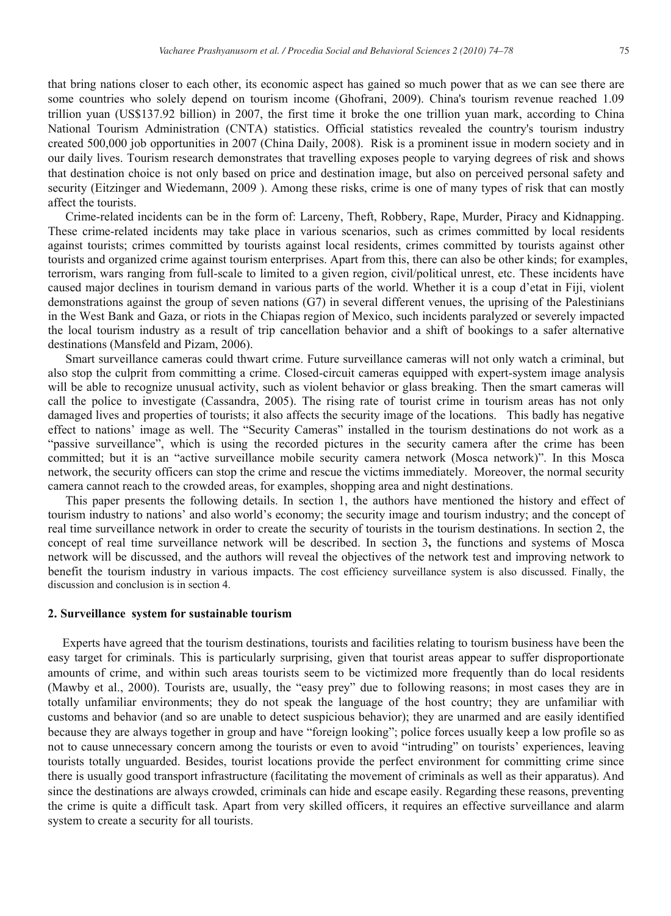that bring nations closer to each other, its economic aspect has gained so much power that as we can see there are some countries who solely depend on tourism income (Ghofrani, 2009). China's tourism revenue reached 1.09 trillion yuan (US$137.92 billion) in 2007, the first time it broke the one trillion yuan mark, according to China National Tourism Administration (CNTA) statistics. Official statistics revealed the country's tourism industry created 500,000 job opportunities in 2007 (China Daily, 2008). Risk is a prominent issue in modern society and in our daily lives. Tourism research demonstrates that travelling exposes people to varying degrees of risk and shows that destination choice is not only based on price and destination image, but also on perceived personal safety and security (Eitzinger and Wiedemann, 2009 ). Among these risks, crime is one of many types of risk that can mostly affect the tourists.

Crime-related incidents can be in the form of: Larceny, Theft, Robbery, Rape, Murder, Piracy and Kidnapping. These crime-related incidents may take place in various scenarios, such as crimes committed by local residents against tourists; crimes committed by tourists against local residents, crimes committed by tourists against other tourists and organized crime against tourism enterprises. Apart from this, there can also be other kinds; for examples, terrorism, wars ranging from full-scale to limited to a given region, civil/political unrest, etc. These incidents have caused major declines in tourism demand in various parts of the world. Whether it is a coup d'etat in Fiji, violent demonstrations against the group of seven nations (G7) in several different venues, the uprising of the Palestinians in the West Bank and Gaza, or riots in the Chiapas region of Mexico, such incidents paralyzed or severely impacted the local tourism industry as a result of trip cancellation behavior and a shift of bookings to a safer alternative destinations (Mansfeld and Pizam, 2006).

Smart surveillance cameras could thwart crime. Future surveillance cameras will not only watch a criminal, but also stop the culprit from committing a crime. Closed-circuit cameras equipped with expert-system image analysis will be able to recognize unusual activity, such as violent behavior or glass breaking. Then the smart cameras will call the police to investigate (Cassandra, 2005). The rising rate of tourist crime in tourism areas has not only damaged lives and properties of tourists; it also affects the security image of the locations. This badly has negative effect to nations' image as well. The "Security Cameras" installed in the tourism destinations do not work as a "passive surveillance", which is using the recorded pictures in the security camera after the crime has been committed; but it is an "active surveillance mobile security camera network (Mosca network)". In this Mosca network, the security officers can stop the crime and rescue the victims immediately. Moreover, the normal security camera cannot reach to the crowded areas, for examples, shopping area and night destinations.

This paper presents the following details. In section 1, the authors have mentioned the history and effect of tourism industry to nations' and also world's economy; the security image and tourism industry; and the concept of real time surveillance network in order to create the security of tourists in the tourism destinations. In section 2, the concept of real time surveillance network will be described. In section 3**,** the functions and systems of Mosca network will be discussed, and the authors will reveal the objectives of the network test and improving network to benefit the tourism industry in various impacts. The cost efficiency surveillance system is also discussed. Finally, the discussion and conclusion is in section 4.

## 2. Surveillance system for sustainable tourism

Experts have agreed that the tourism destinations, tourists and facilities relating to tourism business have been the easy target for criminals. This is particularly surprising, given that tourist areas appear to suffer disproportionate amounts of crime, and within such areas tourists seem to be victimized more frequently than do local residents (Mawby et al., 2000). Tourists are, usually, the "easy prey" due to following reasons; in most cases they are in totally unfamiliar environments; they do not speak the language of the host country; they are unfamiliar with customs and behavior (and so are unable to detect suspicious behavior); they are unarmed and are easily identified because they are always together in group and have "foreign looking"; police forces usually keep a low profile so as not to cause unnecessary concern among the tourists or even to avoid "intruding" on tourists' experiences, leaving tourists totally unguarded. Besides, tourist locations provide the perfect environment for committing crime since there is usually good transport infrastructure (facilitating the movement of criminals as well as their apparatus). And since the destinations are always crowded, criminals can hide and escape easily. Regarding these reasons, preventing the crime is quite a difficult task. Apart from very skilled officers, it requires an effective surveillance and alarm system to create a security for all tourists.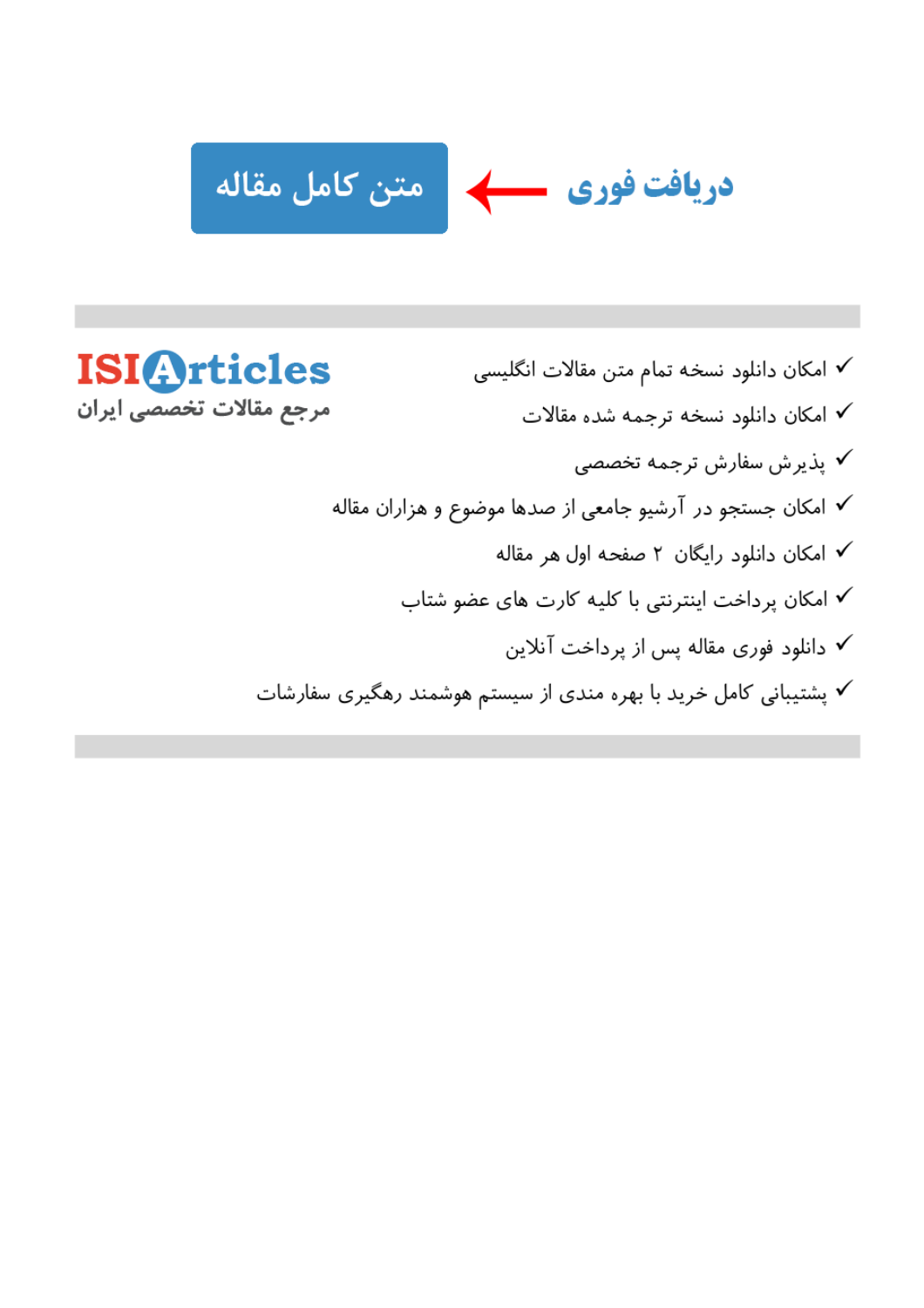دریافت فوری ← **متن کامل مقاله**

---

**ISIArticles**
مرجع مقالات تخصصی ایران

- ✓ امکان دانلود نسخه تمام متن مقالات انگلیسی
- ✓ امکان دانلود نسخه ترجمه شده مقالات
- ✓ پذیرش سفارش ترجمه تخصصی
- ✓ امکان جستجو در آرشیو جامعی از صدها موضوع و هزاران مقاله
- ✓ امکان دانلود رایگان ۲ صفحه اول هر مقاله
- ✓ امکان پرداخت اینترنتی با کلیه کارت های عضو شتاب
- ✓ دانلود فوری مقاله پس از پرداخت آنلاین
- ✓ پشتیبانی کامل خرید با بهره مندی از سیستم هوشمند رهگیری سفارشات

---